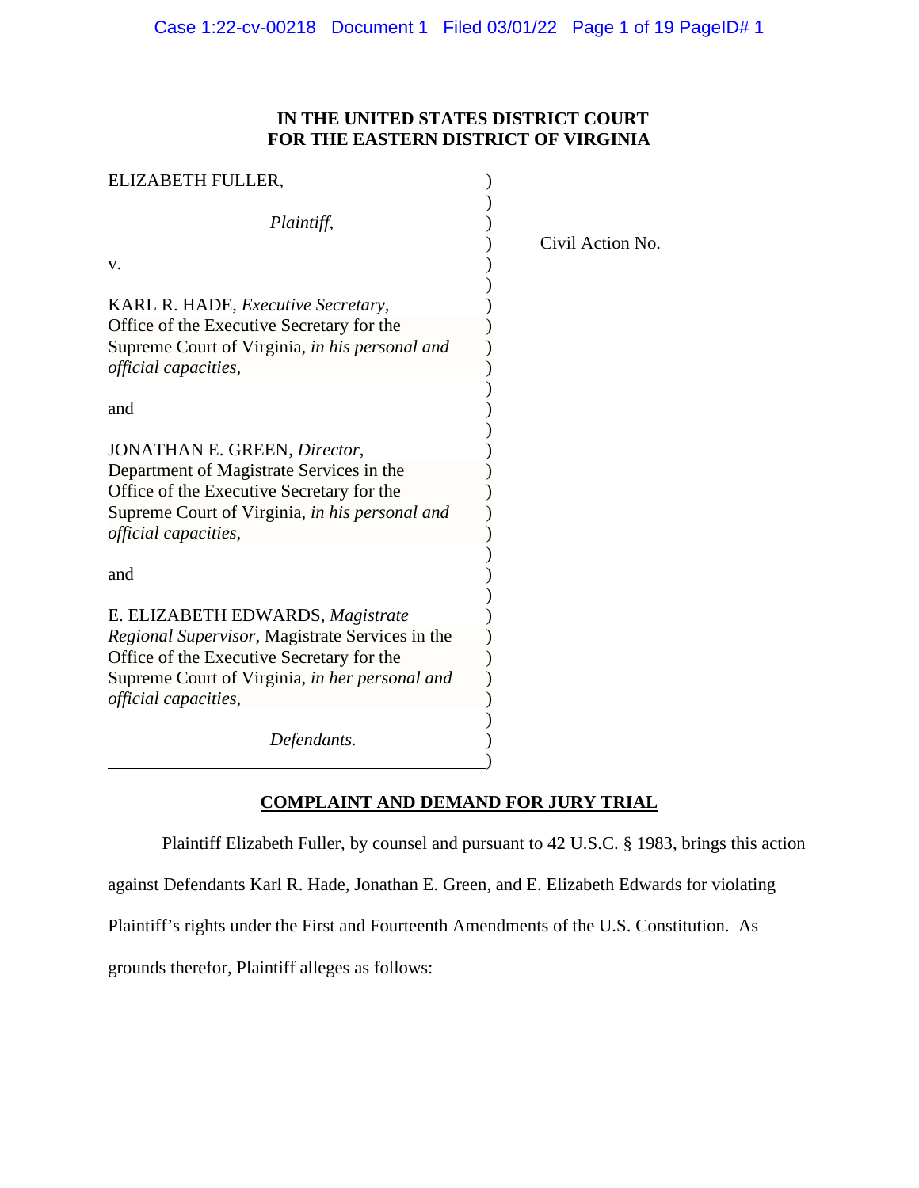**IN THE UNITED STATES DISTRICT COURT**
**FOR THE EASTERN DISTRICT OF VIRGINIA**

| | |
|---|---|
| ELIZABETH FULLER,<br><br>*Plaintiff,*<br><br>v.<br><br>KARL R. HADE, *Executive Secretary*, Office of the Executive Secretary for the Supreme Court of Virginia, *in his personal and official capacities*,<br><br>and<br><br>JONATHAN E. GREEN, *Director*, Department of Magistrate Services in the Office of the Executive Secretary for the Supreme Court of Virginia, *in his personal and official capacities*,<br><br>and<br><br>E. ELIZABETH EDWARDS, *Magistrate Regional Supervisor*, Magistrate Services in the Office of the Executive Secretary for the Supreme Court of Virginia, *in her personal and official capacities*,<br><br>*Defendants.* | Civil Action No. |

**COMPLAINT AND DEMAND FOR JURY TRIAL**

Plaintiff Elizabeth Fuller, by counsel and pursuant to 42 U.S.C. § 1983, brings this action against Defendants Karl R. Hade, Jonathan E. Green, and E. Elizabeth Edwards for violating Plaintiff's rights under the First and Fourteenth Amendments of the U.S. Constitution. As grounds therefor, Plaintiff alleges as follows: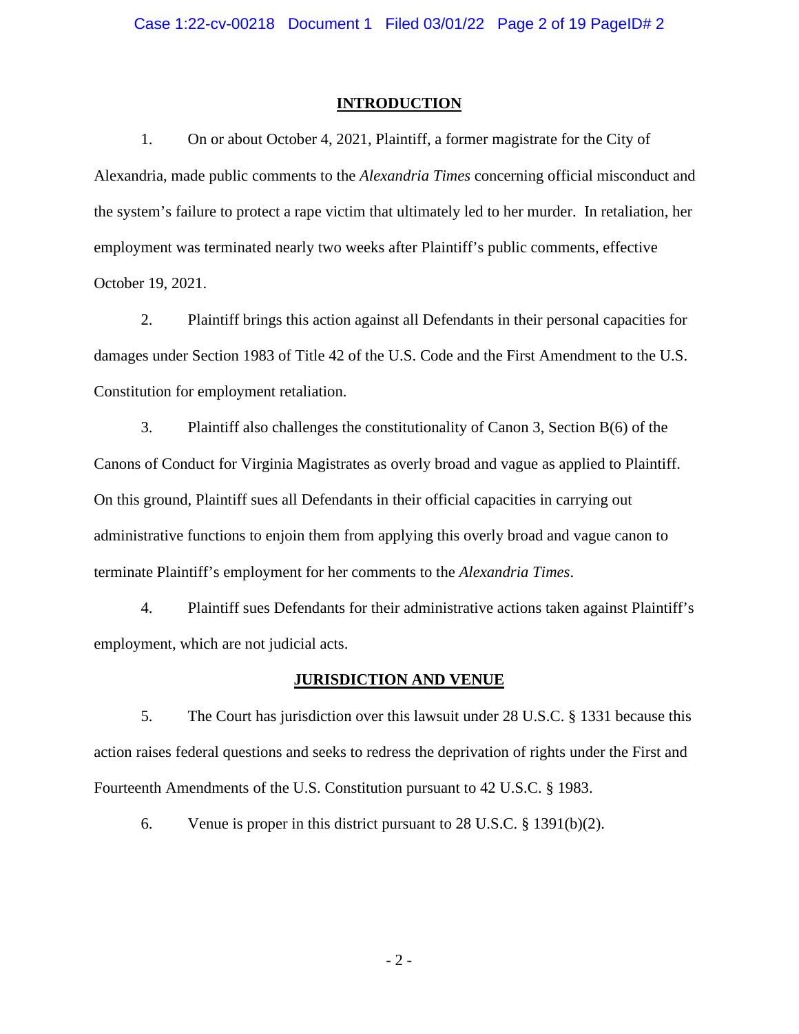## INTRODUCTION

1. On or about October 4, 2021, Plaintiff, a former magistrate for the City of Alexandria, made public comments to the *Alexandria Times* concerning official misconduct and the system's failure to protect a rape victim that ultimately led to her murder. In retaliation, her employment was terminated nearly two weeks after Plaintiff's public comments, effective October 19, 2021.

2. Plaintiff brings this action against all Defendants in their personal capacities for damages under Section 1983 of Title 42 of the U.S. Code and the First Amendment to the U.S. Constitution for employment retaliation.

3. Plaintiff also challenges the constitutionality of Canon 3, Section B(6) of the Canons of Conduct for Virginia Magistrates as overly broad and vague as applied to Plaintiff. On this ground, Plaintiff sues all Defendants in their official capacities in carrying out administrative functions to enjoin them from applying this overly broad and vague canon to terminate Plaintiff's employment for her comments to the *Alexandria Times*.

4. Plaintiff sues Defendants for their administrative actions taken against Plaintiff's employment, which are not judicial acts.

## JURISDICTION AND VENUE

5. The Court has jurisdiction over this lawsuit under 28 U.S.C. § 1331 because this action raises federal questions and seeks to redress the deprivation of rights under the First and Fourteenth Amendments of the U.S. Constitution pursuant to 42 U.S.C. § 1983.

6. Venue is proper in this district pursuant to 28 U.S.C. § 1391(b)(2).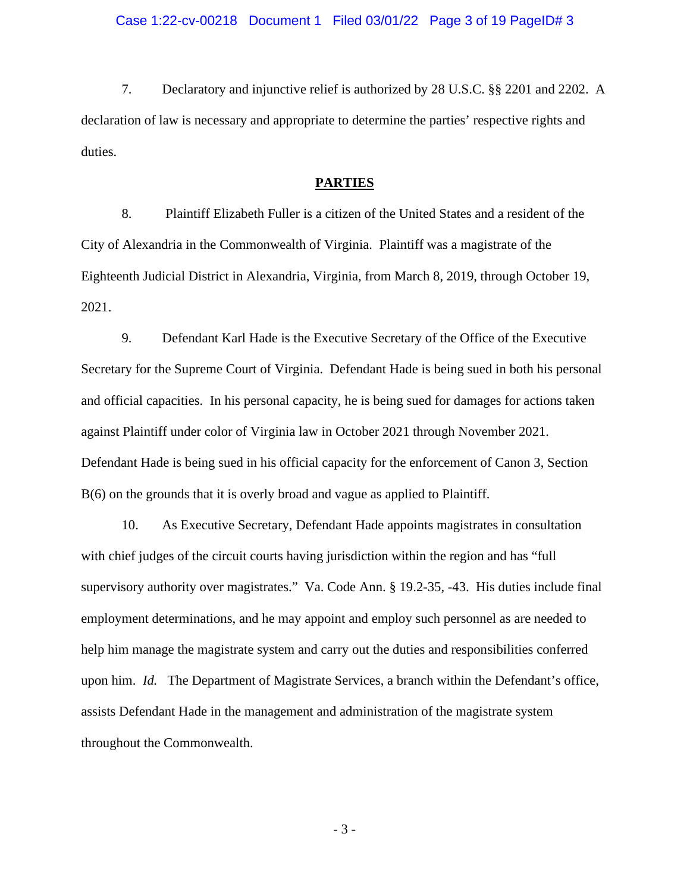7. Declaratory and injunctive relief is authorized by 28 U.S.C. §§ 2201 and 2202. A declaration of law is necessary and appropriate to determine the parties' respective rights and duties.

## PARTIES

8. Plaintiff Elizabeth Fuller is a citizen of the United States and a resident of the City of Alexandria in the Commonwealth of Virginia. Plaintiff was a magistrate of the Eighteenth Judicial District in Alexandria, Virginia, from March 8, 2019, through October 19, 2021.

9. Defendant Karl Hade is the Executive Secretary of the Office of the Executive Secretary for the Supreme Court of Virginia. Defendant Hade is being sued in both his personal and official capacities. In his personal capacity, he is being sued for damages for actions taken against Plaintiff under color of Virginia law in October 2021 through November 2021. Defendant Hade is being sued in his official capacity for the enforcement of Canon 3, Section B(6) on the grounds that it is overly broad and vague as applied to Plaintiff.

10. As Executive Secretary, Defendant Hade appoints magistrates in consultation with chief judges of the circuit courts having jurisdiction within the region and has "full supervisory authority over magistrates." Va. Code Ann. § 19.2-35, -43. His duties include final employment determinations, and he may appoint and employ such personnel as are needed to help him manage the magistrate system and carry out the duties and responsibilities conferred upon him. *Id.* The Department of Magistrate Services, a branch within the Defendant's office, assists Defendant Hade in the management and administration of the magistrate system throughout the Commonwealth.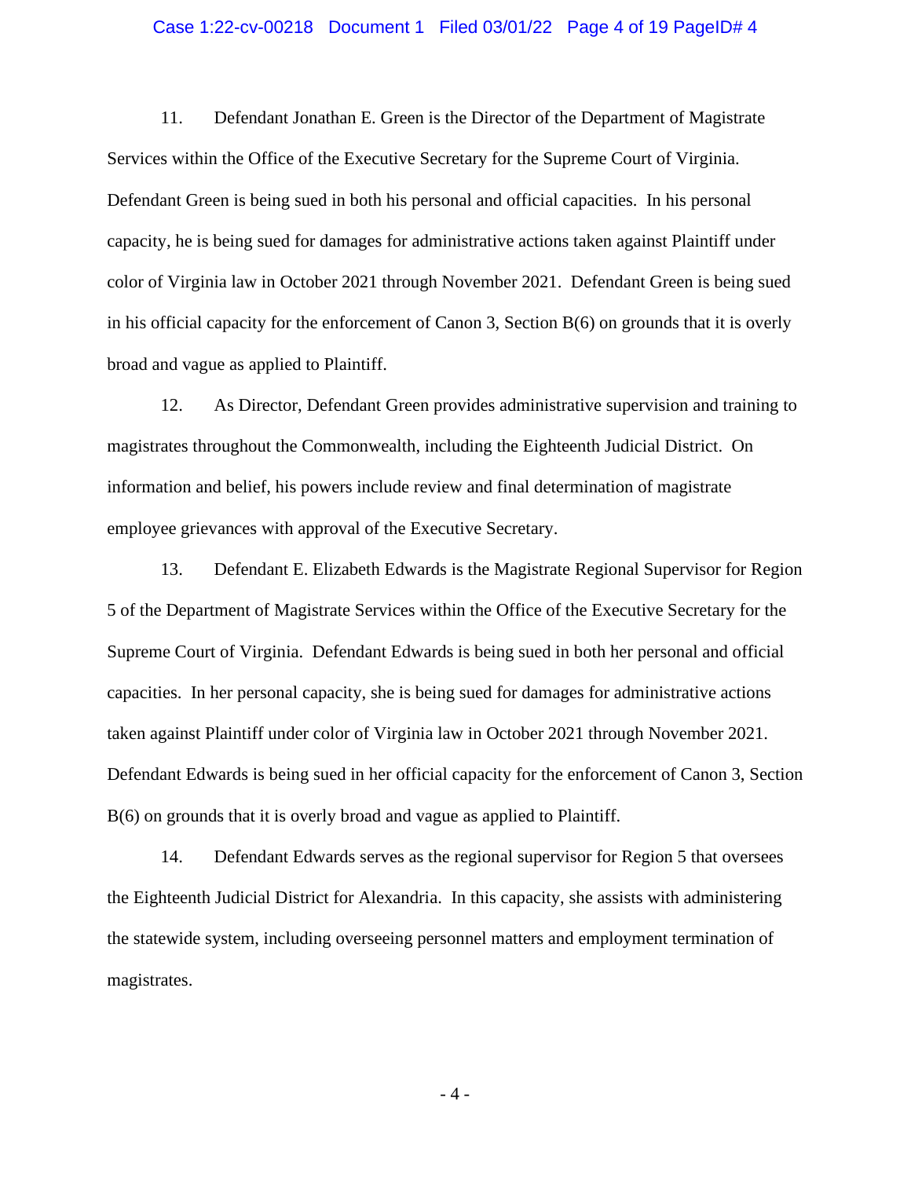11. Defendant Jonathan E. Green is the Director of the Department of Magistrate Services within the Office of the Executive Secretary for the Supreme Court of Virginia. Defendant Green is being sued in both his personal and official capacities. In his personal capacity, he is being sued for damages for administrative actions taken against Plaintiff under color of Virginia law in October 2021 through November 2021. Defendant Green is being sued in his official capacity for the enforcement of Canon 3, Section B(6) on grounds that it is overly broad and vague as applied to Plaintiff.

12. As Director, Defendant Green provides administrative supervision and training to magistrates throughout the Commonwealth, including the Eighteenth Judicial District. On information and belief, his powers include review and final determination of magistrate employee grievances with approval of the Executive Secretary.

13. Defendant E. Elizabeth Edwards is the Magistrate Regional Supervisor for Region 5 of the Department of Magistrate Services within the Office of the Executive Secretary for the Supreme Court of Virginia. Defendant Edwards is being sued in both her personal and official capacities. In her personal capacity, she is being sued for damages for administrative actions taken against Plaintiff under color of Virginia law in October 2021 through November 2021. Defendant Edwards is being sued in her official capacity for the enforcement of Canon 3, Section B(6) on grounds that it is overly broad and vague as applied to Plaintiff.

14. Defendant Edwards serves as the regional supervisor for Region 5 that oversees the Eighteenth Judicial District for Alexandria. In this capacity, she assists with administering the statewide system, including overseeing personnel matters and employment termination of magistrates.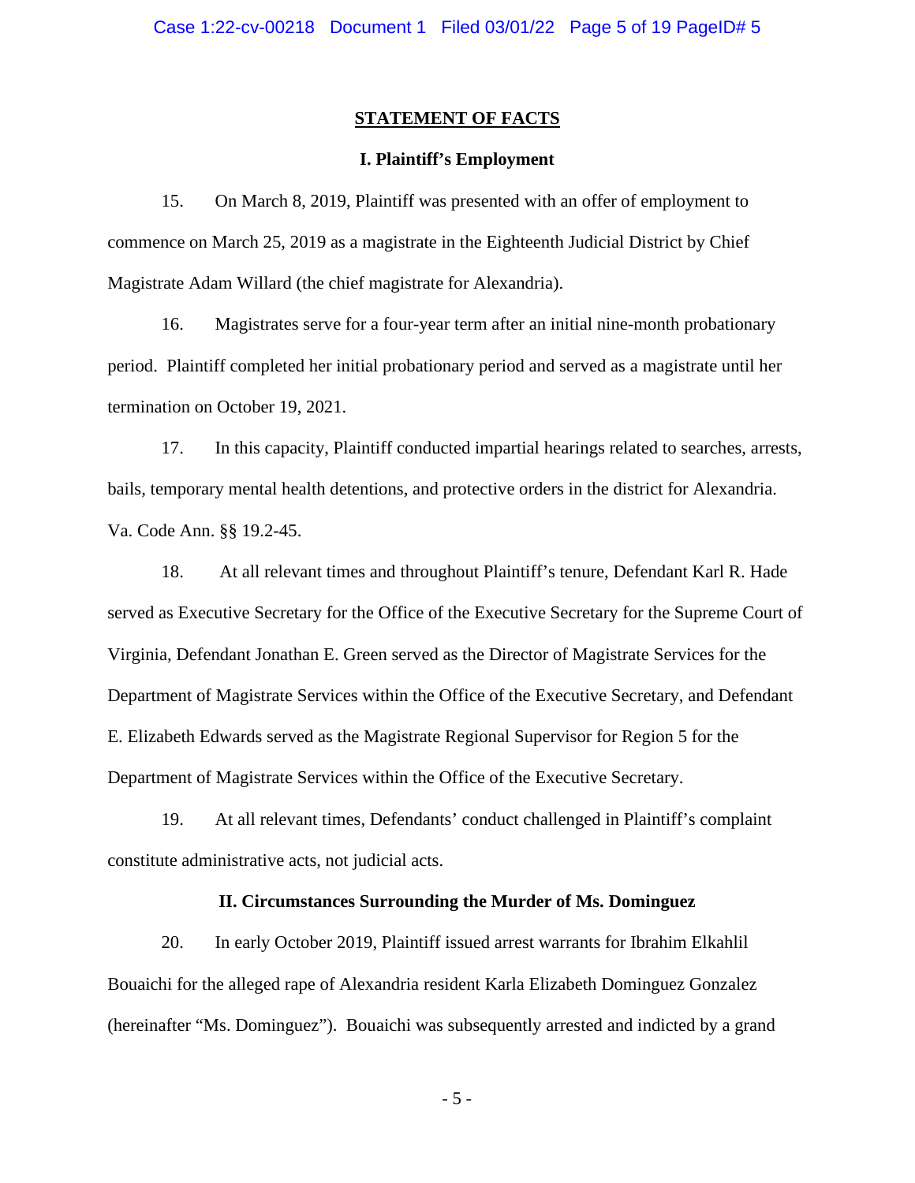## STATEMENT OF FACTS

### I. Plaintiff's Employment

15. On March 8, 2019, Plaintiff was presented with an offer of employment to commence on March 25, 2019 as a magistrate in the Eighteenth Judicial District by Chief Magistrate Adam Willard (the chief magistrate for Alexandria).

16. Magistrates serve for a four-year term after an initial nine-month probationary period. Plaintiff completed her initial probationary period and served as a magistrate until her termination on October 19, 2021.

17. In this capacity, Plaintiff conducted impartial hearings related to searches, arrests, bails, temporary mental health detentions, and protective orders in the district for Alexandria. Va. Code Ann. §§ 19.2-45.

18. At all relevant times and throughout Plaintiff's tenure, Defendant Karl R. Hade served as Executive Secretary for the Office of the Executive Secretary for the Supreme Court of Virginia, Defendant Jonathan E. Green served as the Director of Magistrate Services for the Department of Magistrate Services within the Office of the Executive Secretary, and Defendant E. Elizabeth Edwards served as the Magistrate Regional Supervisor for Region 5 for the Department of Magistrate Services within the Office of the Executive Secretary.

19. At all relevant times, Defendants' conduct challenged in Plaintiff's complaint constitute administrative acts, not judicial acts.

### II. Circumstances Surrounding the Murder of Ms. Dominguez

20. In early October 2019, Plaintiff issued arrest warrants for Ibrahim Elkahlil Bouaichi for the alleged rape of Alexandria resident Karla Elizabeth Dominguez Gonzalez (hereinafter "Ms. Dominguez"). Bouaichi was subsequently arrested and indicted by a grand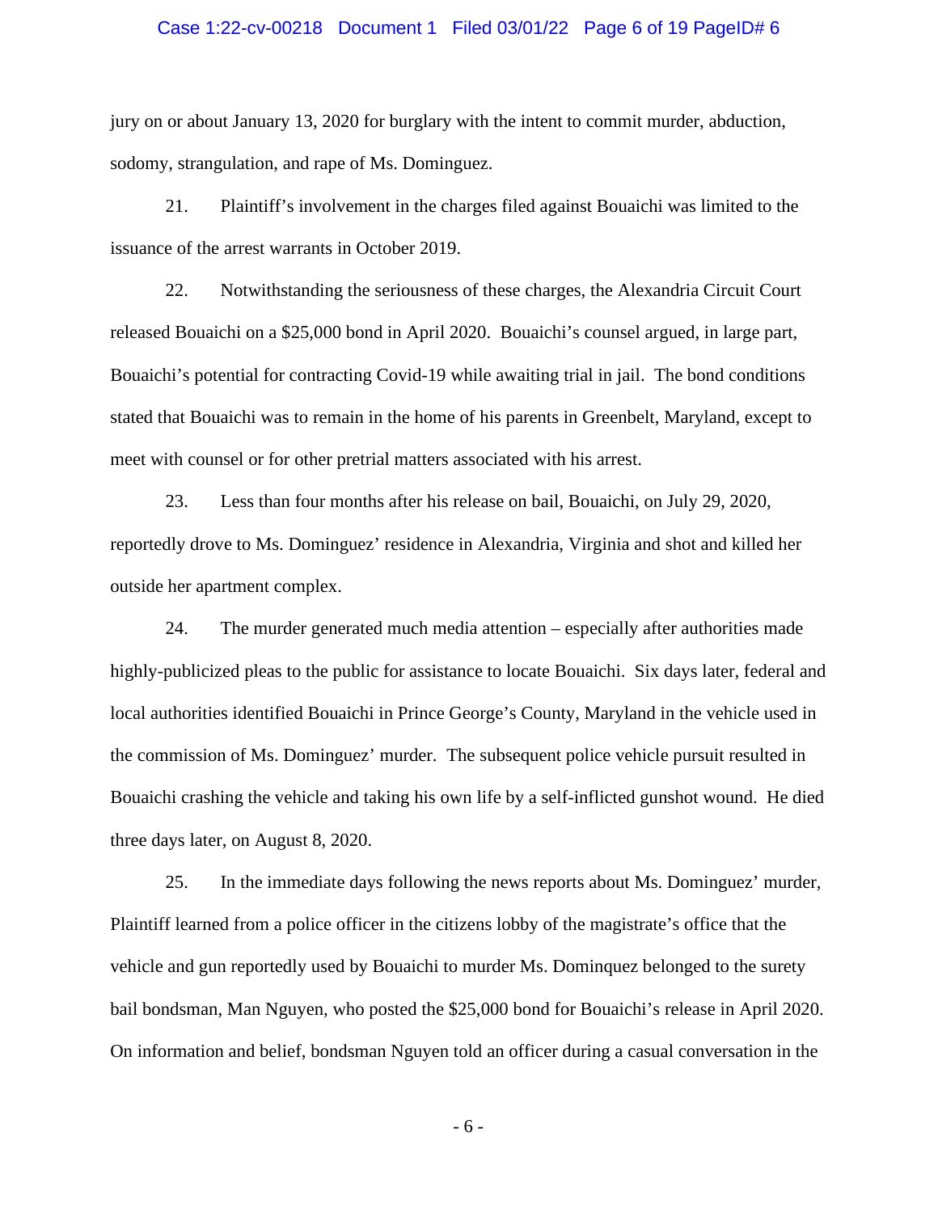jury on or about January 13, 2020 for burglary with the intent to commit murder, abduction, sodomy, strangulation, and rape of Ms. Dominguez.

21. Plaintiff's involvement in the charges filed against Bouaichi was limited to the issuance of the arrest warrants in October 2019.

22. Notwithstanding the seriousness of these charges, the Alexandria Circuit Court released Bouaichi on a $25,000 bond in April 2020. Bouaichi's counsel argued, in large part, Bouaichi's potential for contracting Covid-19 while awaiting trial in jail. The bond conditions stated that Bouaichi was to remain in the home of his parents in Greenbelt, Maryland, except to meet with counsel or for other pretrial matters associated with his arrest.

23. Less than four months after his release on bail, Bouaichi, on July 29, 2020, reportedly drove to Ms. Dominguez' residence in Alexandria, Virginia and shot and killed her outside her apartment complex.

24. The murder generated much media attention – especially after authorities made highly-publicized pleas to the public for assistance to locate Bouaichi. Six days later, federal and local authorities identified Bouaichi in Prince George's County, Maryland in the vehicle used in the commission of Ms. Dominguez' murder. The subsequent police vehicle pursuit resulted in Bouaichi crashing the vehicle and taking his own life by a self-inflicted gunshot wound. He died three days later, on August 8, 2020.

25. In the immediate days following the news reports about Ms. Dominguez' murder, Plaintiff learned from a police officer in the citizens lobby of the magistrate's office that the vehicle and gun reportedly used by Bouaichi to murder Ms. Dominquez belonged to the surety bail bondsman, Man Nguyen, who posted the $25,000 bond for Bouaichi's release in April 2020. On information and belief, bondsman Nguyen told an officer during a casual conversation in the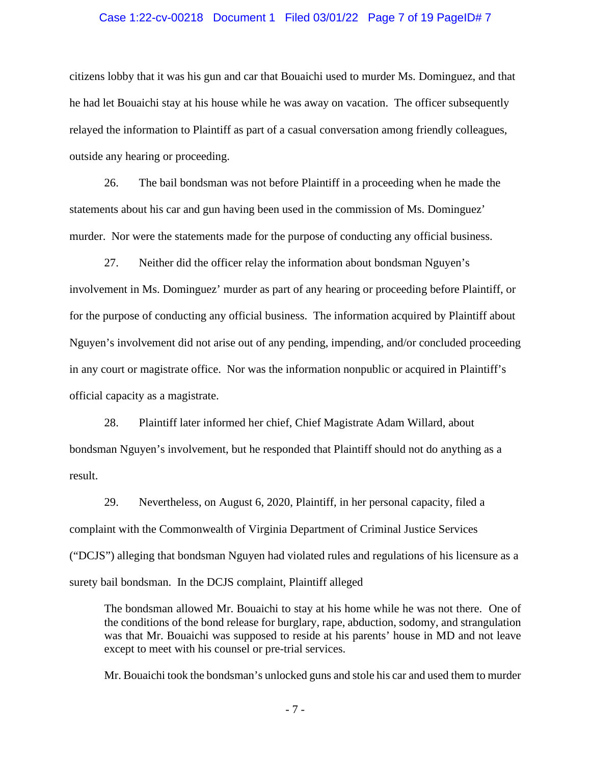citizens lobby that it was his gun and car that Bouaichi used to murder Ms. Dominguez, and that he had let Bouaichi stay at his house while he was away on vacation. The officer subsequently relayed the information to Plaintiff as part of a casual conversation among friendly colleagues, outside any hearing or proceeding.

26. The bail bondsman was not before Plaintiff in a proceeding when he made the statements about his car and gun having been used in the commission of Ms. Dominguez' murder. Nor were the statements made for the purpose of conducting any official business.

27. Neither did the officer relay the information about bondsman Nguyen's involvement in Ms. Dominguez' murder as part of any hearing or proceeding before Plaintiff, or for the purpose of conducting any official business. The information acquired by Plaintiff about Nguyen's involvement did not arise out of any pending, impending, and/or concluded proceeding in any court or magistrate office. Nor was the information nonpublic or acquired in Plaintiff's official capacity as a magistrate.

28. Plaintiff later informed her chief, Chief Magistrate Adam Willard, about bondsman Nguyen's involvement, but he responded that Plaintiff should not do anything as a result.

29. Nevertheless, on August 6, 2020, Plaintiff, in her personal capacity, filed a complaint with the Commonwealth of Virginia Department of Criminal Justice Services ("DCJS") alleging that bondsman Nguyen had violated rules and regulations of his licensure as a surety bail bondsman. In the DCJS complaint, Plaintiff alleged

> The bondsman allowed Mr. Bouaichi to stay at his home while he was not there. One of the conditions of the bond release for burglary, rape, abduction, sodomy, and strangulation was that Mr. Bouaichi was supposed to reside at his parents' house in MD and not leave except to meet with his counsel or pre-trial services.
>
> Mr. Bouaichi took the bondsman's unlocked guns and stole his car and used them to murder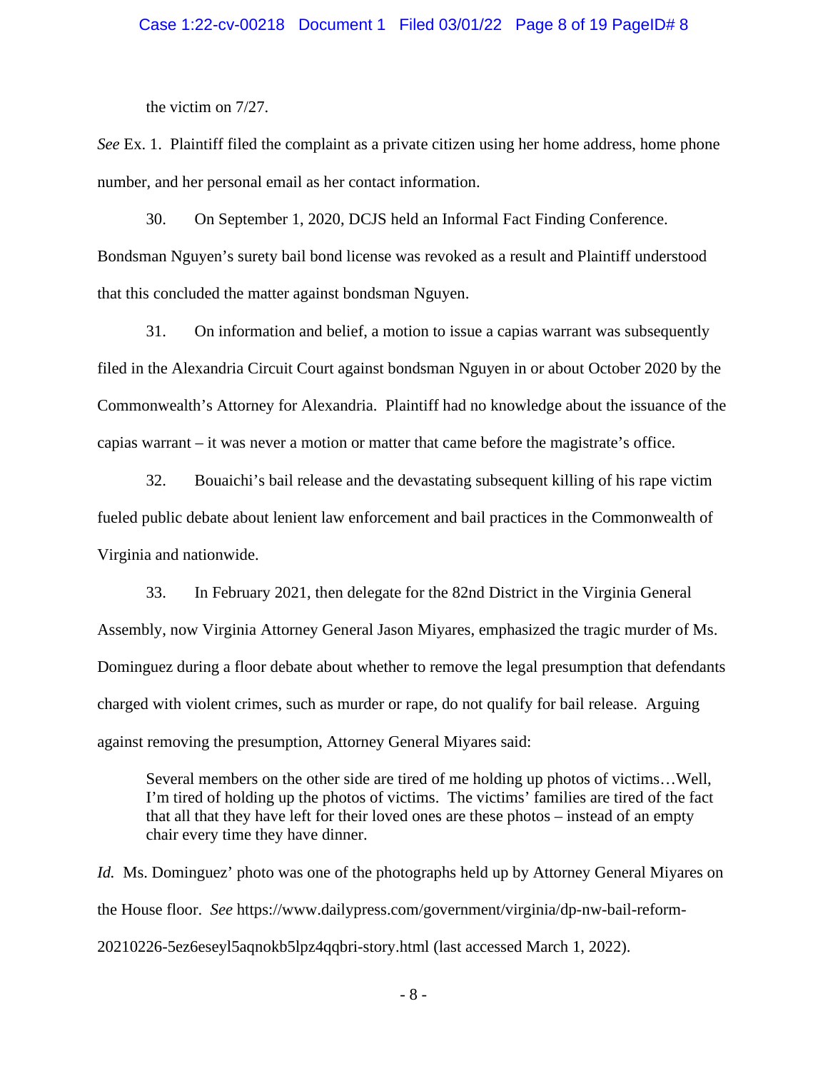the victim on 7/27.

*See* Ex. 1. Plaintiff filed the complaint as a private citizen using her home address, home phone number, and her personal email as her contact information.

30. On September 1, 2020, DCJS held an Informal Fact Finding Conference. Bondsman Nguyen's surety bail bond license was revoked as a result and Plaintiff understood that this concluded the matter against bondsman Nguyen.

31. On information and belief, a motion to issue a capias warrant was subsequently filed in the Alexandria Circuit Court against bondsman Nguyen in or about October 2020 by the Commonwealth's Attorney for Alexandria. Plaintiff had no knowledge about the issuance of the capias warrant – it was never a motion or matter that came before the magistrate's office.

32. Bouaichi's bail release and the devastating subsequent killing of his rape victim fueled public debate about lenient law enforcement and bail practices in the Commonwealth of Virginia and nationwide.

33. In February 2021, then delegate for the 82nd District in the Virginia General Assembly, now Virginia Attorney General Jason Miyares, emphasized the tragic murder of Ms. Dominguez during a floor debate about whether to remove the legal presumption that defendants charged with violent crimes, such as murder or rape, do not qualify for bail release. Arguing against removing the presumption, Attorney General Miyares said:

> Several members on the other side are tired of me holding up photos of victims…Well, I'm tired of holding up the photos of victims. The victims' families are tired of the fact that all that they have left for their loved ones are these photos – instead of an empty chair every time they have dinner.

*Id.* Ms. Dominguez' photo was one of the photographs held up by Attorney General Miyares on the House floor. *See* https://www.dailypress.com/government/virginia/dp-nw-bail-reform-20210226-5ez6eseyl5aqnokb5lpz4qqbri-story.html (last accessed March 1, 2022).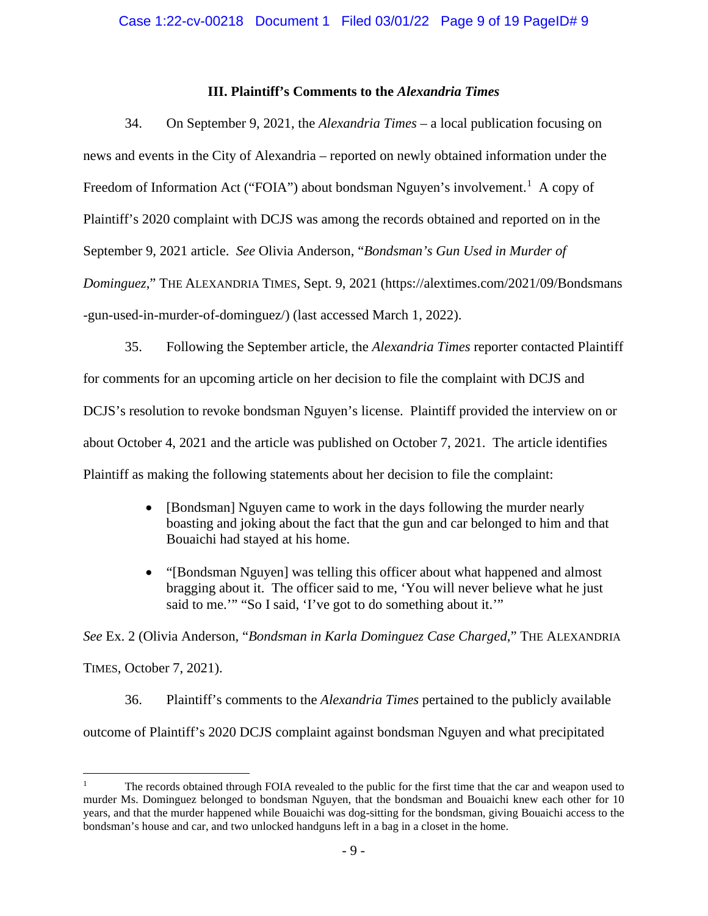### III. Plaintiff's Comments to the *Alexandria Times*

34. On September 9, 2021, the *Alexandria Times* – a local publication focusing on news and events in the City of Alexandria – reported on newly obtained information under the Freedom of Information Act ("FOIA") about bondsman Nguyen's involvement.[1] A copy of Plaintiff's 2020 complaint with DCJS was among the records obtained and reported on in the September 9, 2021 article. *See* Olivia Anderson, "*Bondsman's Gun Used in Murder of Dominguez*," THE ALEXANDRIA TIMES, Sept. 9, 2021 (https://alextimes.com/2021/09/Bondsmans-gun-used-in-murder-of-dominguez/) (last accessed March 1, 2022).

35. Following the September article, the *Alexandria Times* reporter contacted Plaintiff for comments for an upcoming article on her decision to file the complaint with DCJS and DCJS's resolution to revoke bondsman Nguyen's license. Plaintiff provided the interview on or about October 4, 2021 and the article was published on October 7, 2021. The article identifies Plaintiff as making the following statements about her decision to file the complaint:

- [Bondsman] Nguyen came to work in the days following the murder nearly boasting and joking about the fact that the gun and car belonged to him and that Bouaichi had stayed at his home.
- "[Bondsman Nguyen] was telling this officer about what happened and almost bragging about it. The officer said to me, 'You will never believe what he just said to me.'" "So I said, 'I've got to do something about it.'"

*See* Ex. 2 (Olivia Anderson, "*Bondsman in Karla Dominguez Case Charged*," THE ALEXANDRIA TIMES, October 7, 2021).

36. Plaintiff's comments to the *Alexandria Times* pertained to the publicly available outcome of Plaintiff's 2020 DCJS complaint against bondsman Nguyen and what precipitated

---

[1] The records obtained through FOIA revealed to the public for the first time that the car and weapon used to murder Ms. Dominguez belonged to bondsman Nguyen, that the bondsman and Bouaichi knew each other for 10 years, and that the murder happened while Bouaichi was dog-sitting for the bondsman, giving Bouaichi access to the bondsman's house and car, and two unlocked handguns left in a bag in a closet in the home.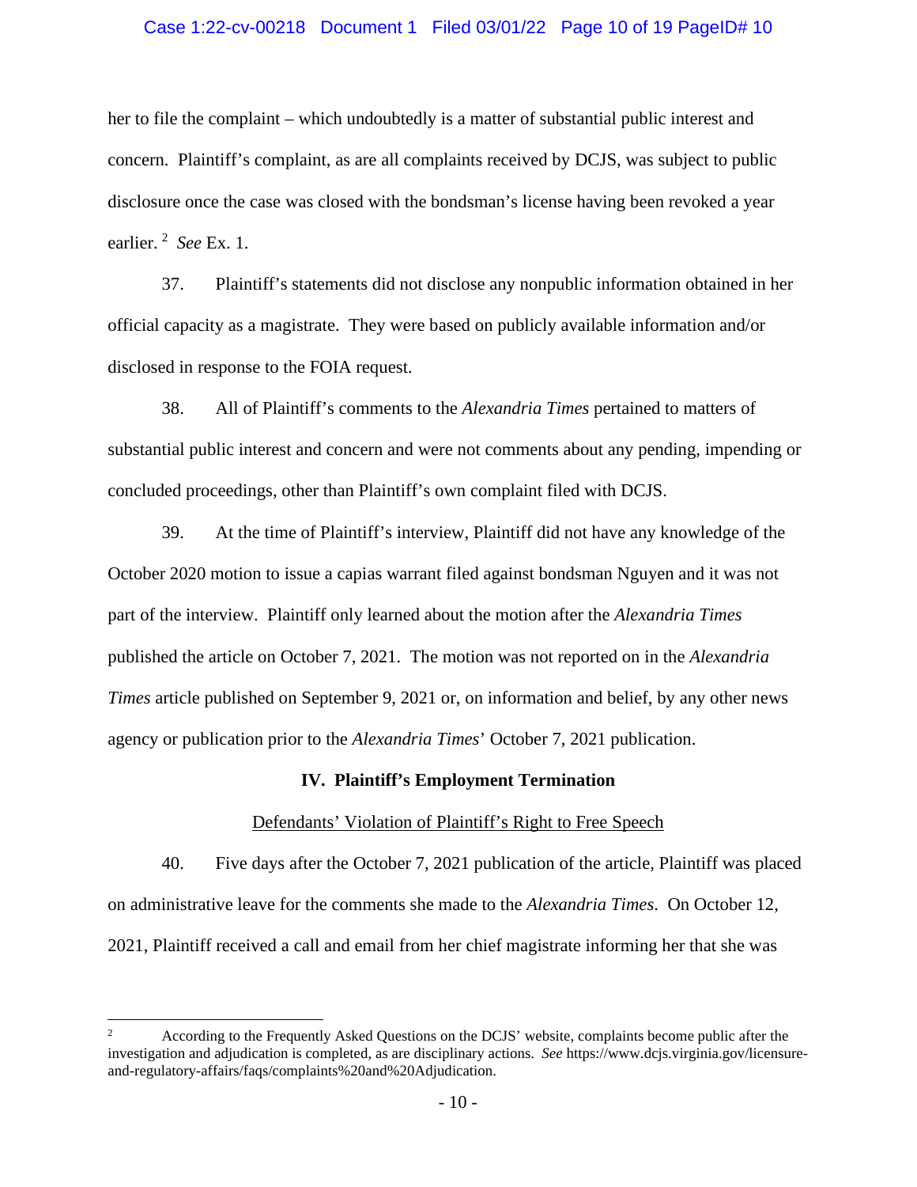her to file the complaint – which undoubtedly is a matter of substantial public interest and concern. Plaintiff's complaint, as are all complaints received by DCJS, was subject to public disclosure once the case was closed with the bondsman's license having been revoked a year earlier. [2] *See* Ex. 1.

37. Plaintiff's statements did not disclose any nonpublic information obtained in her official capacity as a magistrate. They were based on publicly available information and/or disclosed in response to the FOIA request.

38. All of Plaintiff's comments to the *Alexandria Times* pertained to matters of substantial public interest and concern and were not comments about any pending, impending or concluded proceedings, other than Plaintiff's own complaint filed with DCJS.

39. At the time of Plaintiff's interview, Plaintiff did not have any knowledge of the October 2020 motion to issue a capias warrant filed against bondsman Nguyen and it was not part of the interview. Plaintiff only learned about the motion after the *Alexandria Times* published the article on October 7, 2021. The motion was not reported on in the *Alexandria Times* article published on September 9, 2021 or, on information and belief, by any other news agency or publication prior to the *Alexandria Times*' October 7, 2021 publication.

## IV. Plaintiff's Employment Termination

Defendants' Violation of Plaintiff's Right to Free Speech

40. Five days after the October 7, 2021 publication of the article, Plaintiff was placed on administrative leave for the comments she made to the *Alexandria Times*. On October 12, 2021, Plaintiff received a call and email from her chief magistrate informing her that she was

---

[2] According to the Frequently Asked Questions on the DCJS' website, complaints become public after the investigation and adjudication is completed, as are disciplinary actions. *See* https://www.dcjs.virginia.gov/licensure-and-regulatory-affairs/faqs/complaints%20and%20Adjudication.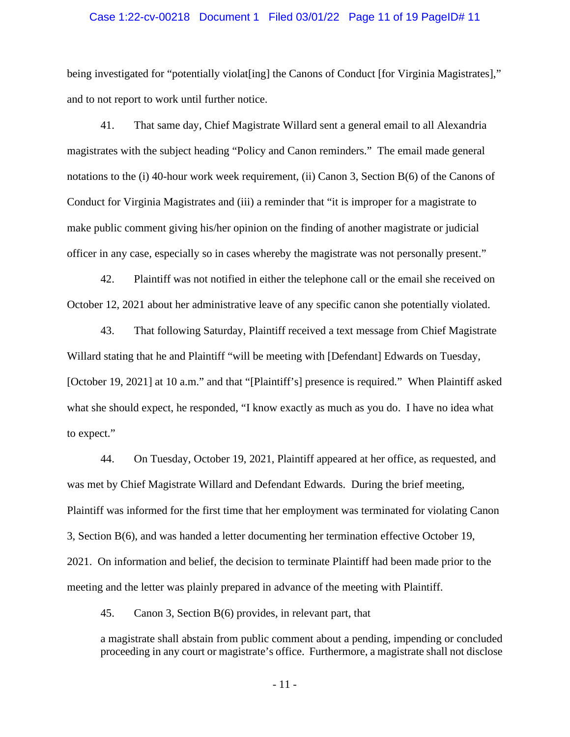being investigated for "potentially violat[ing] the Canons of Conduct [for Virginia Magistrates]," and to not report to work until further notice.

41. That same day, Chief Magistrate Willard sent a general email to all Alexandria magistrates with the subject heading "Policy and Canon reminders." The email made general notations to the (i) 40-hour work week requirement, (ii) Canon 3, Section B(6) of the Canons of Conduct for Virginia Magistrates and (iii) a reminder that "it is improper for a magistrate to make public comment giving his/her opinion on the finding of another magistrate or judicial officer in any case, especially so in cases whereby the magistrate was not personally present."

42. Plaintiff was not notified in either the telephone call or the email she received on October 12, 2021 about her administrative leave of any specific canon she potentially violated.

43. That following Saturday, Plaintiff received a text message from Chief Magistrate Willard stating that he and Plaintiff "will be meeting with [Defendant] Edwards on Tuesday, [October 19, 2021] at 10 a.m." and that "[Plaintiff's] presence is required." When Plaintiff asked what she should expect, he responded, "I know exactly as much as you do. I have no idea what to expect."

44. On Tuesday, October 19, 2021, Plaintiff appeared at her office, as requested, and was met by Chief Magistrate Willard and Defendant Edwards. During the brief meeting, Plaintiff was informed for the first time that her employment was terminated for violating Canon 3, Section B(6), and was handed a letter documenting her termination effective October 19, 2021. On information and belief, the decision to terminate Plaintiff had been made prior to the meeting and the letter was plainly prepared in advance of the meeting with Plaintiff.

45. Canon 3, Section B(6) provides, in relevant part, that

> a magistrate shall abstain from public comment about a pending, impending or concluded proceeding in any court or magistrate's office. Furthermore, a magistrate shall not disclose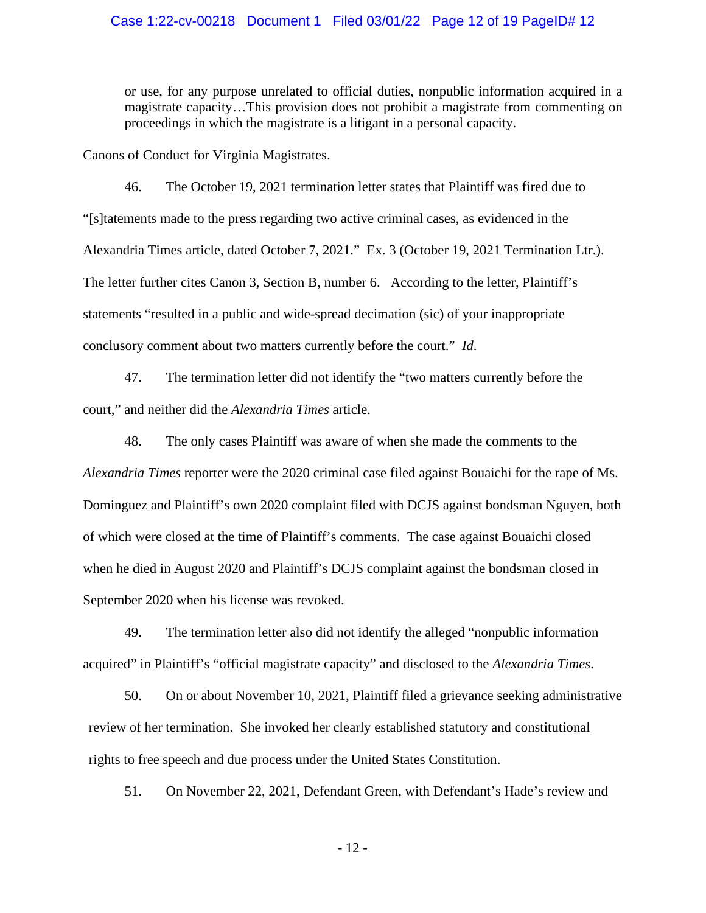> or use, for any purpose unrelated to official duties, nonpublic information acquired in a magistrate capacity…This provision does not prohibit a magistrate from commenting on proceedings in which the magistrate is a litigant in a personal capacity.

Canons of Conduct for Virginia Magistrates.

46. The October 19, 2021 termination letter states that Plaintiff was fired due to "[s]tatements made to the press regarding two active criminal cases, as evidenced in the Alexandria Times article, dated October 7, 2021." Ex. 3 (October 19, 2021 Termination Ltr.). The letter further cites Canon 3, Section B, number 6. According to the letter, Plaintiff's statements "resulted in a public and wide-spread decimation (sic) of your inappropriate conclusory comment about two matters currently before the court." *Id*.

47. The termination letter did not identify the "two matters currently before the court," and neither did the *Alexandria Times* article.

48. The only cases Plaintiff was aware of when she made the comments to the *Alexandria Times* reporter were the 2020 criminal case filed against Bouaichi for the rape of Ms. Dominguez and Plaintiff's own 2020 complaint filed with DCJS against bondsman Nguyen, both of which were closed at the time of Plaintiff's comments. The case against Bouaichi closed when he died in August 2020 and Plaintiff's DCJS complaint against the bondsman closed in September 2020 when his license was revoked.

49. The termination letter also did not identify the alleged "nonpublic information acquired" in Plaintiff's "official magistrate capacity" and disclosed to the *Alexandria Times*.

50. On or about November 10, 2021, Plaintiff filed a grievance seeking administrative review of her termination. She invoked her clearly established statutory and constitutional rights to free speech and due process under the United States Constitution.

51. On November 22, 2021, Defendant Green, with Defendant's Hade's review and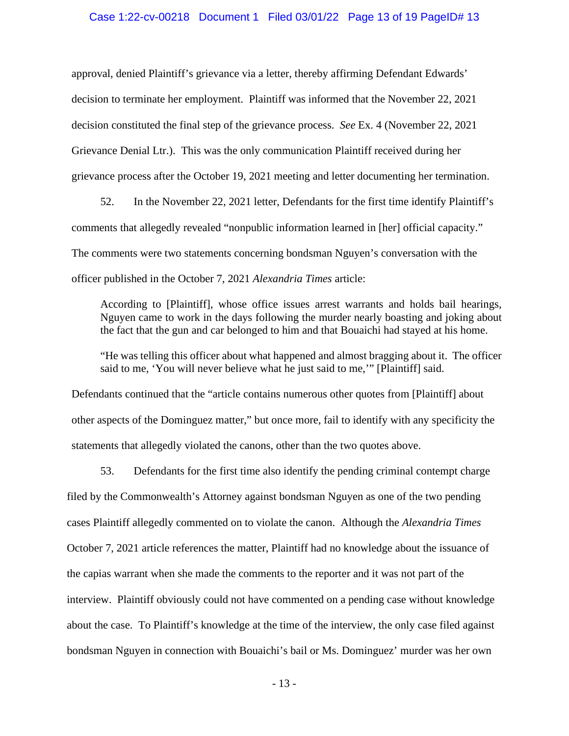approval, denied Plaintiff's grievance via a letter, thereby affirming Defendant Edwards' decision to terminate her employment. Plaintiff was informed that the November 22, 2021 decision constituted the final step of the grievance process. *See* Ex. 4 (November 22, 2021 Grievance Denial Ltr.). This was the only communication Plaintiff received during her grievance process after the October 19, 2021 meeting and letter documenting her termination.

52. In the November 22, 2021 letter, Defendants for the first time identify Plaintiff's comments that allegedly revealed "nonpublic information learned in [her] official capacity." The comments were two statements concerning bondsman Nguyen's conversation with the officer published in the October 7, 2021 *Alexandria Times* article:

> According to [Plaintiff], whose office issues arrest warrants and holds bail hearings, Nguyen came to work in the days following the murder nearly boasting and joking about the fact that the gun and car belonged to him and that Bouaichi had stayed at his home.
>
> "He was telling this officer about what happened and almost bragging about it. The officer said to me, 'You will never believe what he just said to me,'" [Plaintiff] said.

Defendants continued that the "article contains numerous other quotes from [Plaintiff] about other aspects of the Dominguez matter," but once more, fail to identify with any specificity the statements that allegedly violated the canons, other than the two quotes above.

53. Defendants for the first time also identify the pending criminal contempt charge filed by the Commonwealth's Attorney against bondsman Nguyen as one of the two pending cases Plaintiff allegedly commented on to violate the canon. Although the *Alexandria Times* October 7, 2021 article references the matter, Plaintiff had no knowledge about the issuance of the capias warrant when she made the comments to the reporter and it was not part of the interview. Plaintiff obviously could not have commented on a pending case without knowledge about the case. To Plaintiff's knowledge at the time of the interview, the only case filed against bondsman Nguyen in connection with Bouaichi's bail or Ms. Dominguez' murder was her own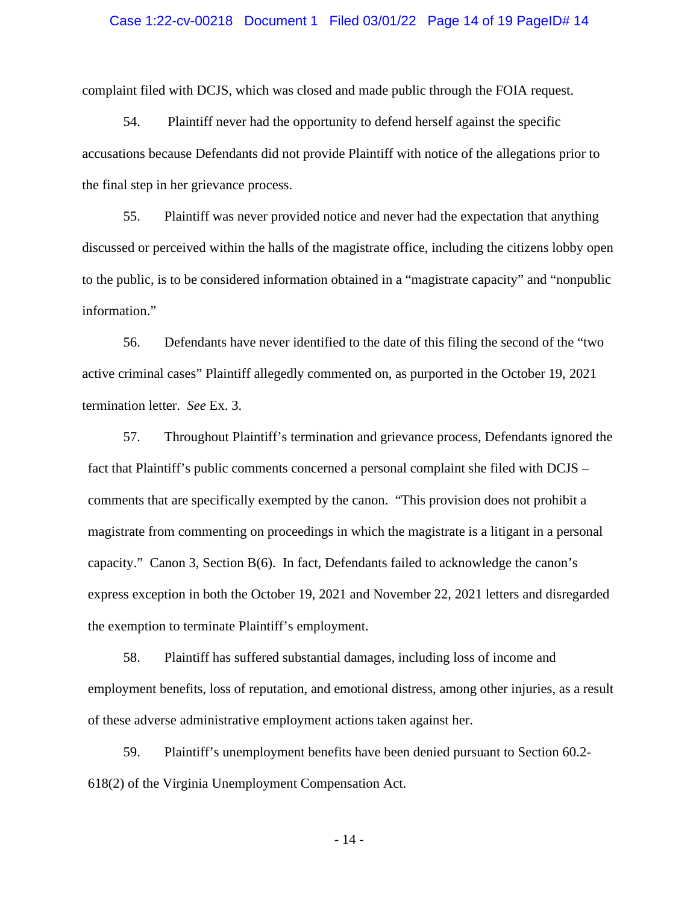complaint filed with DCJS, which was closed and made public through the FOIA request.

54. Plaintiff never had the opportunity to defend herself against the specific accusations because Defendants did not provide Plaintiff with notice of the allegations prior to the final step in her grievance process.

55. Plaintiff was never provided notice and never had the expectation that anything discussed or perceived within the halls of the magistrate office, including the citizens lobby open to the public, is to be considered information obtained in a "magistrate capacity" and "nonpublic information."

56. Defendants have never identified to the date of this filing the second of the "two active criminal cases" Plaintiff allegedly commented on, as purported in the October 19, 2021 termination letter. *See* Ex. 3.

57. Throughout Plaintiff's termination and grievance process, Defendants ignored the fact that Plaintiff's public comments concerned a personal complaint she filed with DCJS – comments that are specifically exempted by the canon. "This provision does not prohibit a magistrate from commenting on proceedings in which the magistrate is a litigant in a personal capacity." Canon 3, Section B(6). In fact, Defendants failed to acknowledge the canon's express exception in both the October 19, 2021 and November 22, 2021 letters and disregarded the exemption to terminate Plaintiff's employment.

58. Plaintiff has suffered substantial damages, including loss of income and employment benefits, loss of reputation, and emotional distress, among other injuries, as a result of these adverse administrative employment actions taken against her.

59. Plaintiff's unemployment benefits have been denied pursuant to Section 60.2-618(2) of the Virginia Unemployment Compensation Act.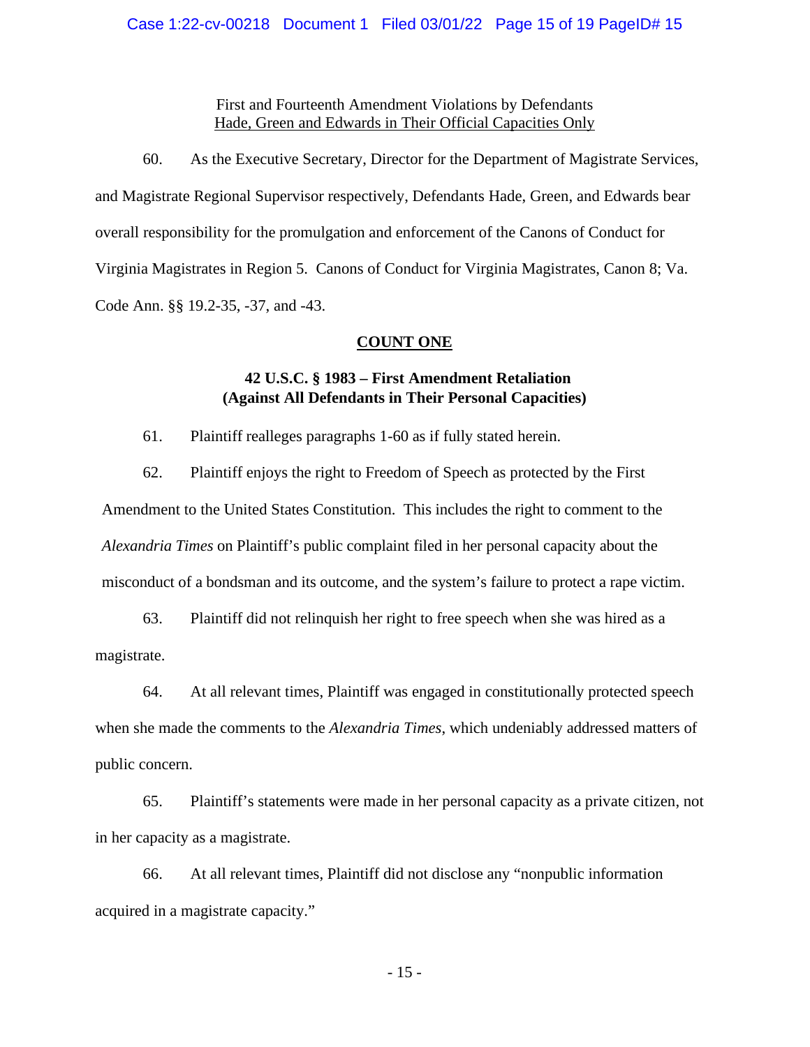First and Fourteenth Amendment Violations by Defendants
Hade, Green and Edwards in Their Official Capacities Only

60. As the Executive Secretary, Director for the Department of Magistrate Services, and Magistrate Regional Supervisor respectively, Defendants Hade, Green, and Edwards bear overall responsibility for the promulgation and enforcement of the Canons of Conduct for Virginia Magistrates in Region 5. Canons of Conduct for Virginia Magistrates, Canon 8; Va. Code Ann. §§ 19.2-35, -37, and -43.

## COUNT ONE

### 42 U.S.C. § 1983 – First Amendment Retaliation (Against All Defendants in Their Personal Capacities)

61. Plaintiff realleges paragraphs 1-60 as if fully stated herein.

62. Plaintiff enjoys the right to Freedom of Speech as protected by the First Amendment to the United States Constitution. This includes the right to comment to the *Alexandria Times* on Plaintiff's public complaint filed in her personal capacity about the misconduct of a bondsman and its outcome, and the system's failure to protect a rape victim.

63. Plaintiff did not relinquish her right to free speech when she was hired as a magistrate.

64. At all relevant times, Plaintiff was engaged in constitutionally protected speech when she made the comments to the *Alexandria Times*, which undeniably addressed matters of public concern.

65. Plaintiff's statements were made in her personal capacity as a private citizen, not in her capacity as a magistrate.

66. At all relevant times, Plaintiff did not disclose any "nonpublic information acquired in a magistrate capacity."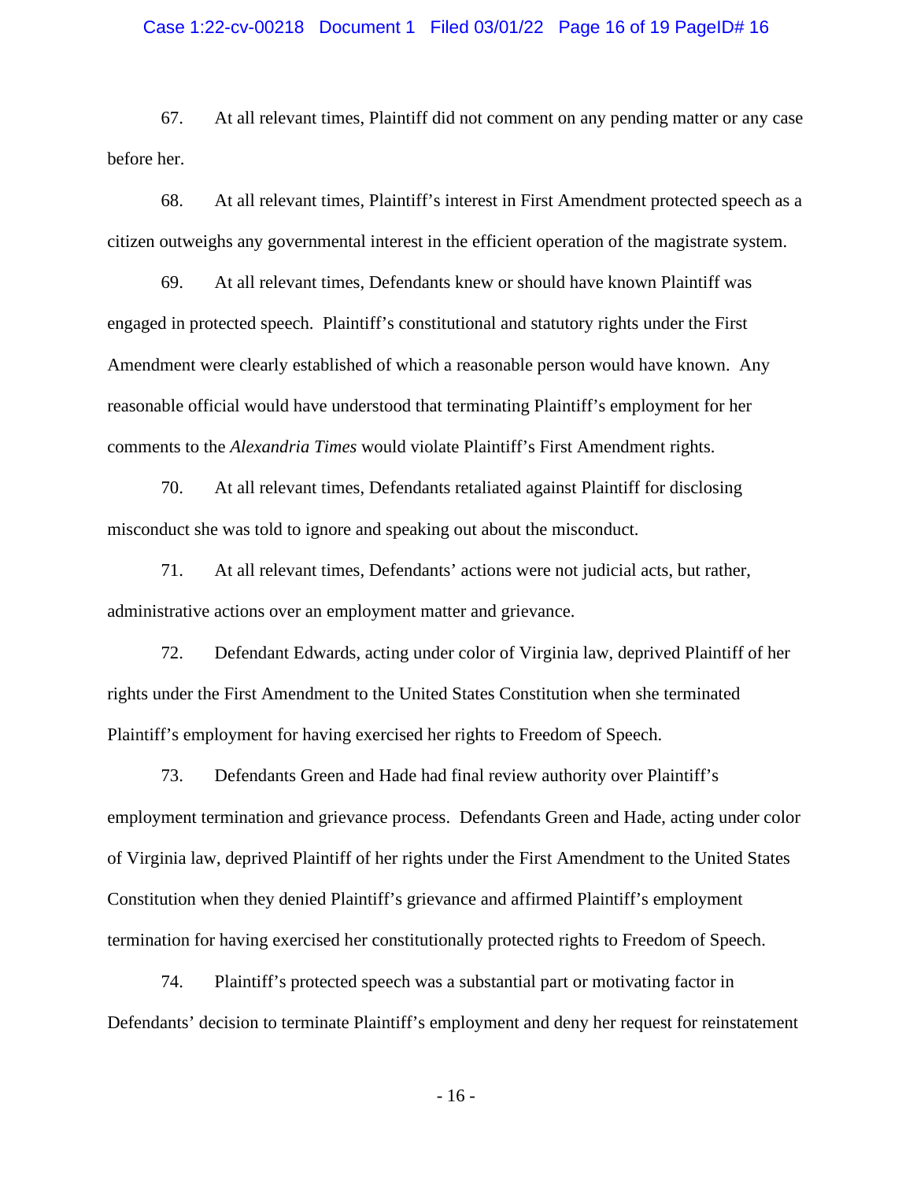67. At all relevant times, Plaintiff did not comment on any pending matter or any case before her.

68. At all relevant times, Plaintiff's interest in First Amendment protected speech as a citizen outweighs any governmental interest in the efficient operation of the magistrate system.

69. At all relevant times, Defendants knew or should have known Plaintiff was engaged in protected speech. Plaintiff's constitutional and statutory rights under the First Amendment were clearly established of which a reasonable person would have known. Any reasonable official would have understood that terminating Plaintiff's employment for her comments to the *Alexandria Times* would violate Plaintiff's First Amendment rights.

70. At all relevant times, Defendants retaliated against Plaintiff for disclosing misconduct she was told to ignore and speaking out about the misconduct.

71. At all relevant times, Defendants' actions were not judicial acts, but rather, administrative actions over an employment matter and grievance.

72. Defendant Edwards, acting under color of Virginia law, deprived Plaintiff of her rights under the First Amendment to the United States Constitution when she terminated Plaintiff's employment for having exercised her rights to Freedom of Speech.

73. Defendants Green and Hade had final review authority over Plaintiff's employment termination and grievance process. Defendants Green and Hade, acting under color of Virginia law, deprived Plaintiff of her rights under the First Amendment to the United States Constitution when they denied Plaintiff's grievance and affirmed Plaintiff's employment termination for having exercised her constitutionally protected rights to Freedom of Speech.

74. Plaintiff's protected speech was a substantial part or motivating factor in Defendants' decision to terminate Plaintiff's employment and deny her request for reinstatement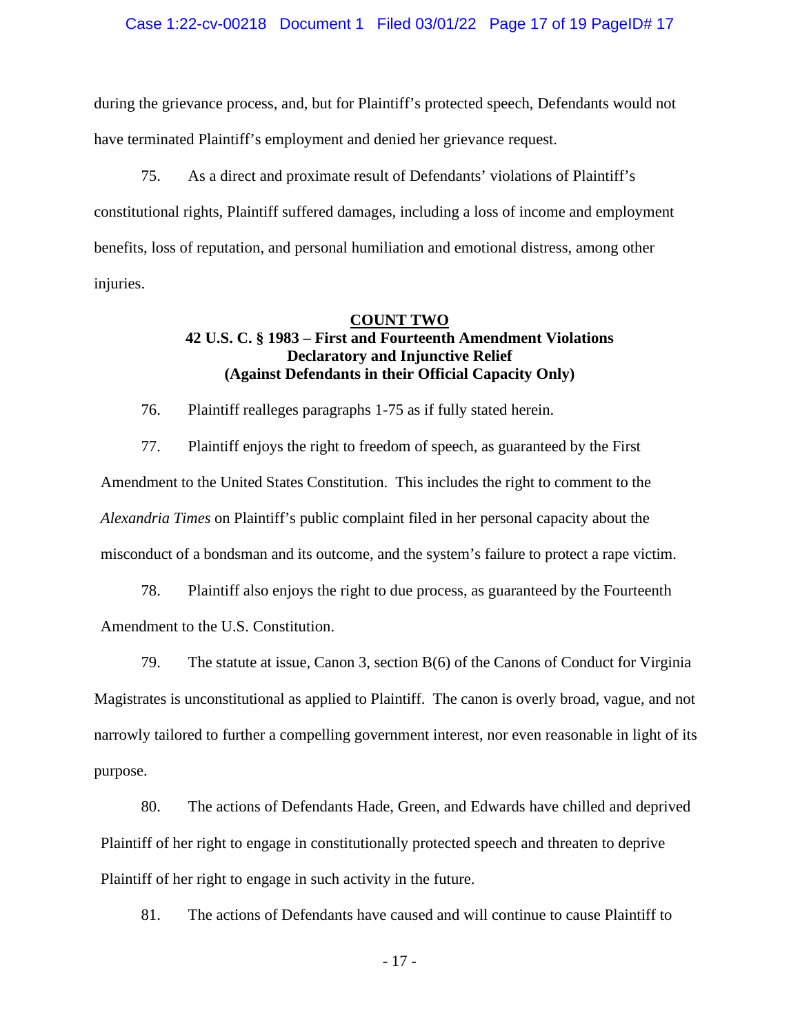during the grievance process, and, but for Plaintiff's protected speech, Defendants would not have terminated Plaintiff's employment and denied her grievance request.

75. As a direct and proximate result of Defendants' violations of Plaintiff's constitutional rights, Plaintiff suffered damages, including a loss of income and employment benefits, loss of reputation, and personal humiliation and emotional distress, among other injuries.

**COUNT TWO**
**42 U.S. C. § 1983 – First and Fourteenth Amendment Violations**
**Declaratory and Injunctive Relief**
**(Against Defendants in their Official Capacity Only)**

76. Plaintiff realleges paragraphs 1-75 as if fully stated herein.

77. Plaintiff enjoys the right to freedom of speech, as guaranteed by the First Amendment to the United States Constitution. This includes the right to comment to the *Alexandria Times* on Plaintiff's public complaint filed in her personal capacity about the misconduct of a bondsman and its outcome, and the system's failure to protect a rape victim.

78. Plaintiff also enjoys the right to due process, as guaranteed by the Fourteenth Amendment to the U.S. Constitution.

79. The statute at issue, Canon 3, section B(6) of the Canons of Conduct for Virginia Magistrates is unconstitutional as applied to Plaintiff. The canon is overly broad, vague, and not narrowly tailored to further a compelling government interest, nor even reasonable in light of its purpose.

80. The actions of Defendants Hade, Green, and Edwards have chilled and deprived Plaintiff of her right to engage in constitutionally protected speech and threaten to deprive Plaintiff of her right to engage in such activity in the future.

81. The actions of Defendants have caused and will continue to cause Plaintiff to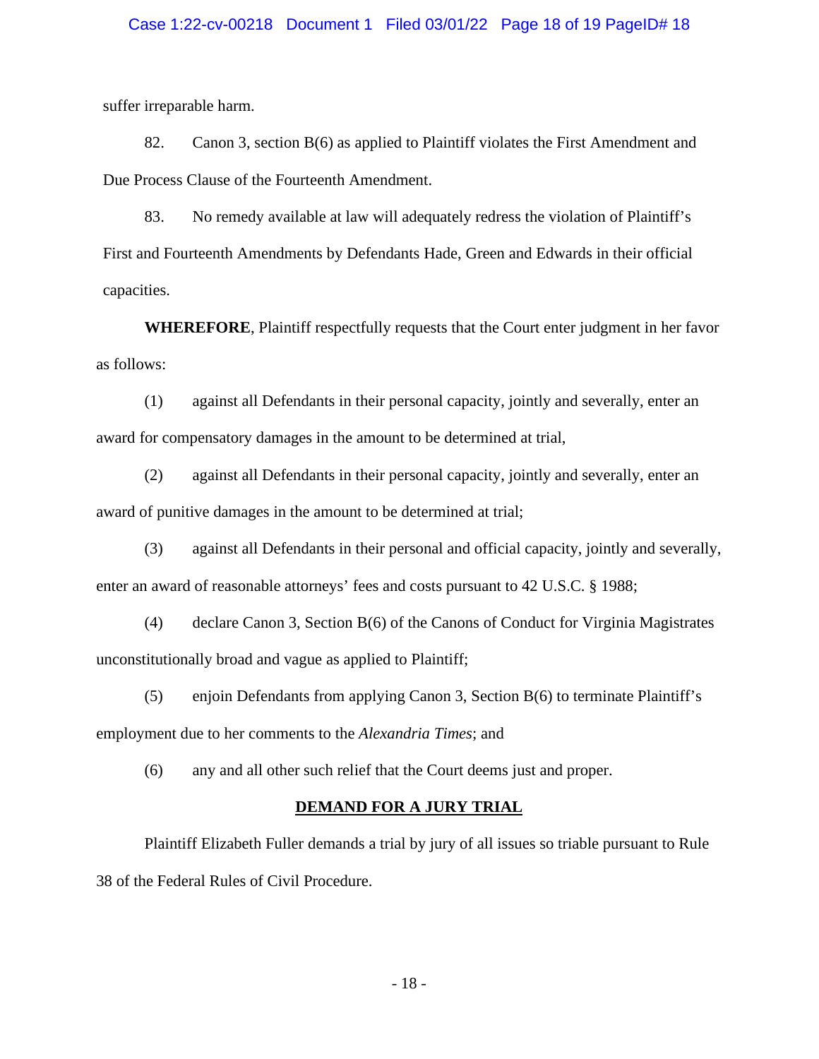suffer irreparable harm.

82. Canon 3, section B(6) as applied to Plaintiff violates the First Amendment and Due Process Clause of the Fourteenth Amendment.

83. No remedy available at law will adequately redress the violation of Plaintiff's First and Fourteenth Amendments by Defendants Hade, Green and Edwards in their official capacities.

**WHEREFORE**, Plaintiff respectfully requests that the Court enter judgment in her favor as follows:

(1) against all Defendants in their personal capacity, jointly and severally, enter an award for compensatory damages in the amount to be determined at trial,

(2) against all Defendants in their personal capacity, jointly and severally, enter an award of punitive damages in the amount to be determined at trial;

(3) against all Defendants in their personal and official capacity, jointly and severally, enter an award of reasonable attorneys' fees and costs pursuant to 42 U.S.C. § 1988;

(4) declare Canon 3, Section B(6) of the Canons of Conduct for Virginia Magistrates unconstitutionally broad and vague as applied to Plaintiff;

(5) enjoin Defendants from applying Canon 3, Section B(6) to terminate Plaintiff's employment due to her comments to the *Alexandria Times*; and

(6) any and all other such relief that the Court deems just and proper.

**DEMAND FOR A JURY TRIAL**

Plaintiff Elizabeth Fuller demands a trial by jury of all issues so triable pursuant to Rule 38 of the Federal Rules of Civil Procedure.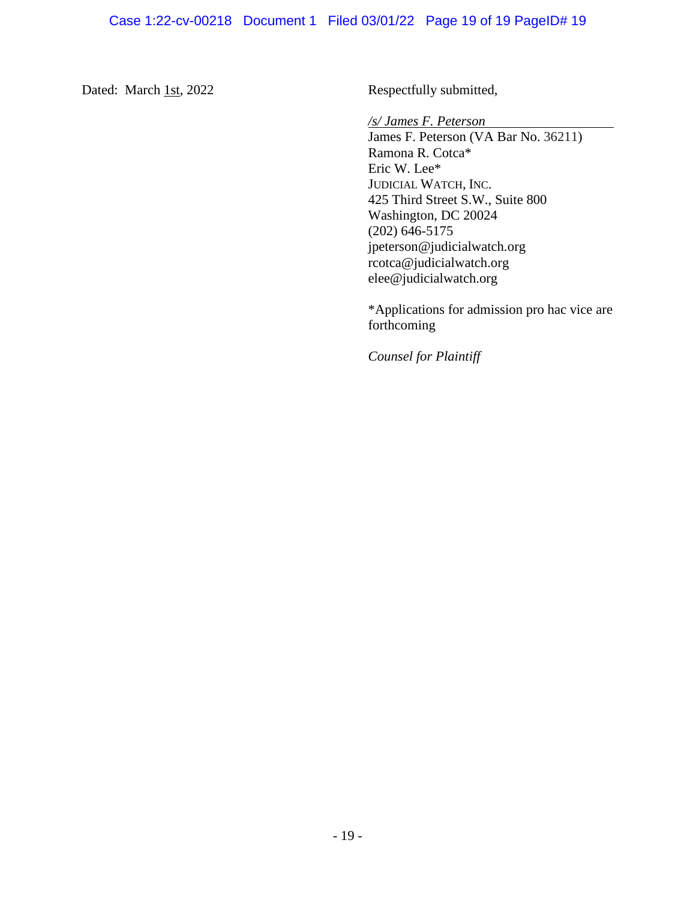Dated: March 1st, 2022

Respectfully submitted,

*/s/ James F. Peterson*
James F. Peterson (VA Bar No. 36211)
Ramona R. Cotca*
Eric W. Lee*
JUDICIAL WATCH, INC.
425 Third Street S.W., Suite 800
Washington, DC 20024
(202) 646-5175
jpeterson@judicialwatch.org
rcotca@judicialwatch.org
elee@judicialwatch.org

*Applications for admission pro hac vice are forthcoming

*Counsel for Plaintiff*